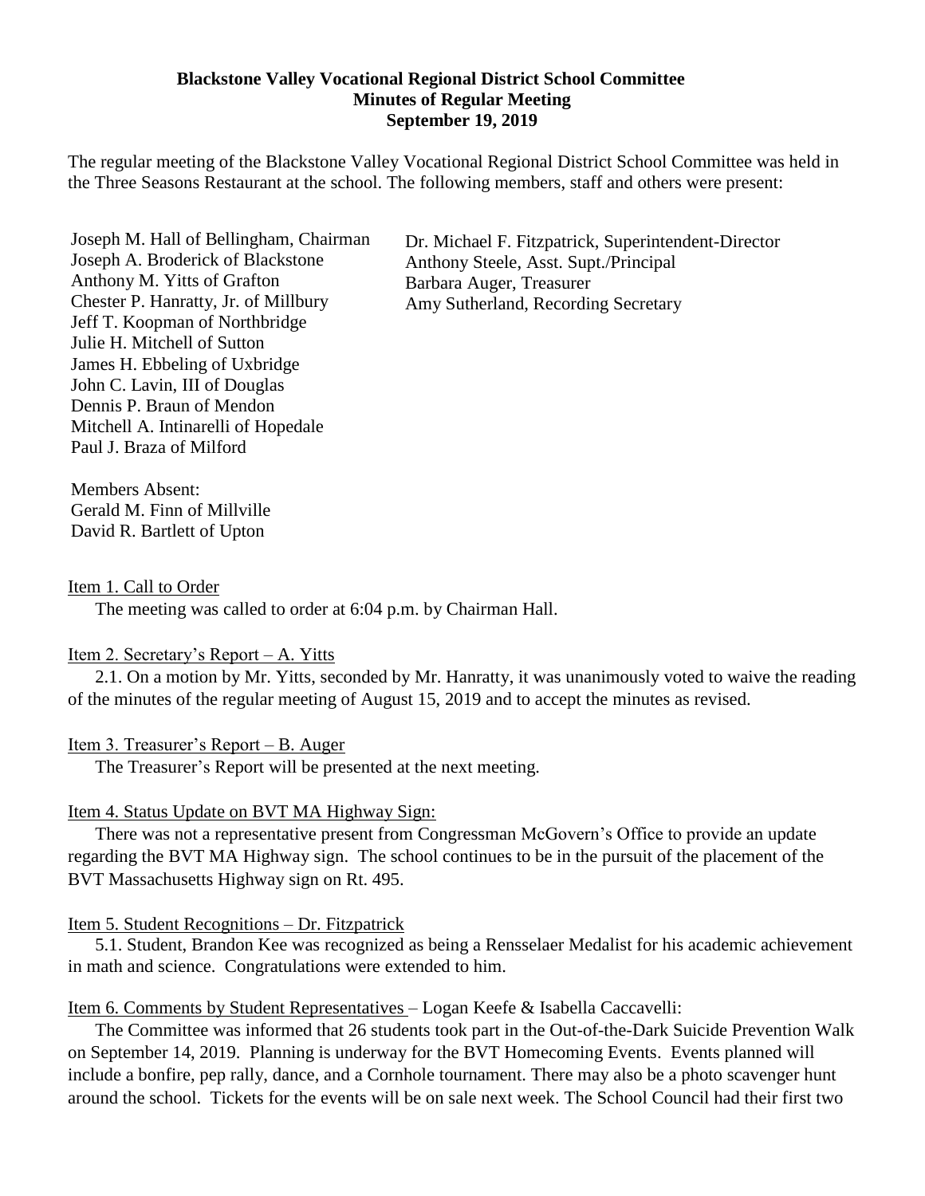**Blackstone Valley Vocational Regional District School Committee**
**Minutes of Regular Meeting**
**September 19, 2019**

The regular meeting of the Blackstone Valley Vocational Regional District School Committee was held in the Three Seasons Restaurant at the school. The following members, staff and others were present:

Joseph M. Hall of Bellingham, Chairman
Joseph A. Broderick of Blackstone
Anthony M. Yitts of Grafton
Chester P. Hanratty, Jr. of Millbury
Jeff T. Koopman of Northbridge
Julie H. Mitchell of Sutton
James H. Ebbeling of Uxbridge
John C. Lavin, III of Douglas
Dennis P. Braun of Mendon
Mitchell A. Intinarelli of Hopedale
Paul J. Braza of Milford

Dr. Michael F. Fitzpatrick, Superintendent-Director
Anthony Steele, Asst. Supt./Principal
Barbara Auger, Treasurer
Amy Sutherland, Recording Secretary

Members Absent:
Gerald M. Finn of Millville
David R. Bartlett of Upton

Item 1. Call to Order

The meeting was called to order at 6:04 p.m. by Chairman Hall.

Item 2. Secretary's Report – A. Yitts

2.1. On a motion by Mr. Yitts, seconded by Mr. Hanratty, it was unanimously voted to waive the reading of the minutes of the regular meeting of August 15, 2019 and to accept the minutes as revised.

Item 3. Treasurer's Report – B. Auger

The Treasurer's Report will be presented at the next meeting.

Item 4. Status Update on BVT MA Highway Sign:

There was not a representative present from Congressman McGovern's Office to provide an update regarding the BVT MA Highway sign. The school continues to be in the pursuit of the placement of the BVT Massachusetts Highway sign on Rt. 495.

Item 5. Student Recognitions – Dr. Fitzpatrick

5.1. Student, Brandon Kee was recognized as being a Rensselaer Medalist for his academic achievement in math and science. Congratulations were extended to him.

Item 6. Comments by Student Representatives – Logan Keefe & Isabella Caccavelli:

The Committee was informed that 26 students took part in the Out-of-the-Dark Suicide Prevention Walk on September 14, 2019. Planning is underway for the BVT Homecoming Events. Events planned will include a bonfire, pep rally, dance, and a Cornhole tournament. There may also be a photo scavenger hunt around the school. Tickets for the events will be on sale next week. The School Council had their first two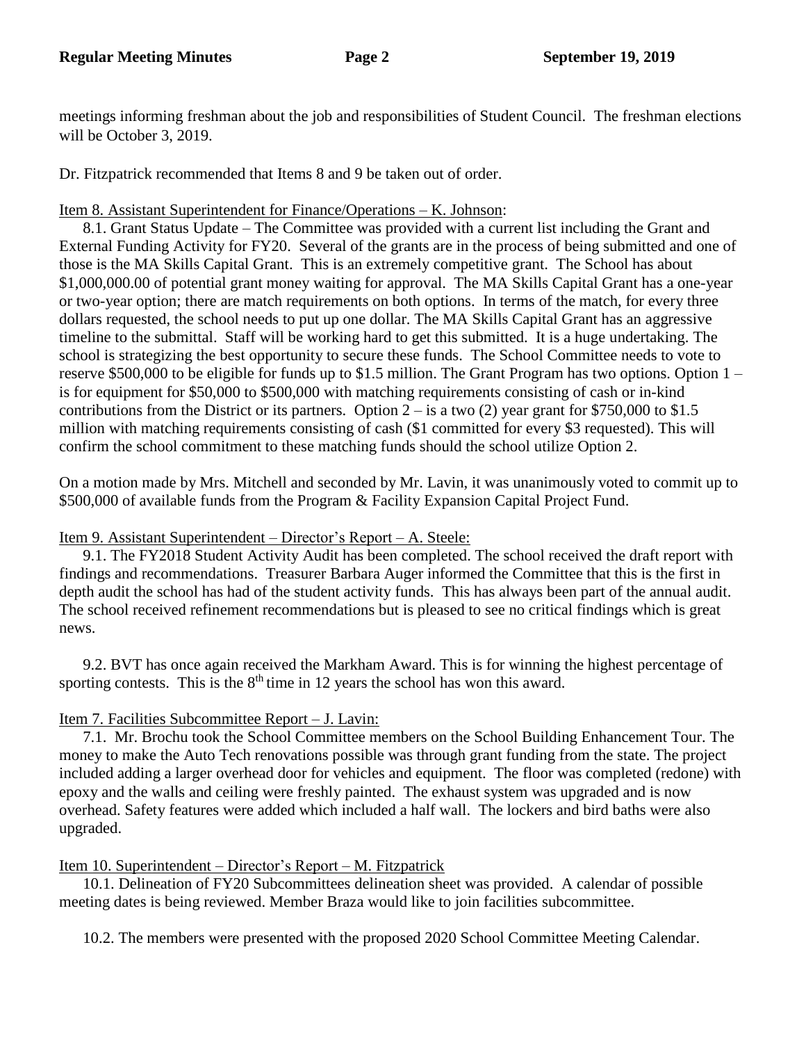meetings informing freshman about the job and responsibilities of Student Council. The freshman elections will be October 3, 2019.

Dr. Fitzpatrick recommended that Items 8 and 9 be taken out of order.

Item 8. Assistant Superintendent for Finance/Operations – K. Johnson:

8.1. Grant Status Update – The Committee was provided with a current list including the Grant and External Funding Activity for FY20. Several of the grants are in the process of being submitted and one of those is the MA Skills Capital Grant. This is an extremely competitive grant. The School has about $1,000,000.00 of potential grant money waiting for approval. The MA Skills Capital Grant has a one-year or two-year option; there are match requirements on both options. In terms of the match, for every three dollars requested, the school needs to put up one dollar. The MA Skills Capital Grant has an aggressive timeline to the submittal. Staff will be working hard to get this submitted. It is a huge undertaking. The school is strategizing the best opportunity to secure these funds. The School Committee needs to vote to reserve $500,000 to be eligible for funds up to $1.5 million. The Grant Program has two options. Option 1 – is for equipment for $50,000 to $500,000 with matching requirements consisting of cash or in-kind contributions from the District or its partners. Option 2 – is a two (2) year grant for $750,000 to $1.5 million with matching requirements consisting of cash ($1 committed for every $3 requested). This will confirm the school commitment to these matching funds should the school utilize Option 2.

On a motion made by Mrs. Mitchell and seconded by Mr. Lavin, it was unanimously voted to commit up to $500,000 of available funds from the Program & Facility Expansion Capital Project Fund.

Item 9. Assistant Superintendent – Director's Report – A. Steele:

9.1. The FY2018 Student Activity Audit has been completed. The school received the draft report with findings and recommendations. Treasurer Barbara Auger informed the Committee that this is the first in depth audit the school has had of the student activity funds. This has always been part of the annual audit. The school received refinement recommendations but is pleased to see no critical findings which is great news.

9.2. BVT has once again received the Markham Award. This is for winning the highest percentage of sporting contests. This is the 8th time in 12 years the school has won this award.

Item 7. Facilities Subcommittee Report – J. Lavin:

7.1. Mr. Brochu took the School Committee members on the School Building Enhancement Tour. The money to make the Auto Tech renovations possible was through grant funding from the state. The project included adding a larger overhead door for vehicles and equipment. The floor was completed (redone) with epoxy and the walls and ceiling were freshly painted. The exhaust system was upgraded and is now overhead. Safety features were added which included a half wall. The lockers and bird baths were also upgraded.

Item 10. Superintendent – Director's Report – M. Fitzpatrick

10.1. Delineation of FY20 Subcommittees delineation sheet was provided. A calendar of possible meeting dates is being reviewed. Member Braza would like to join facilities subcommittee.

10.2. The members were presented with the proposed 2020 School Committee Meeting Calendar.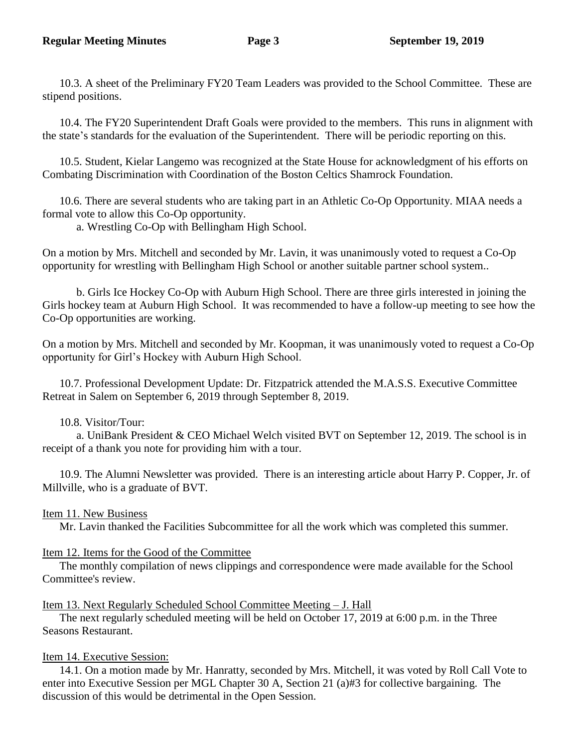10.3. A sheet of the Preliminary FY20 Team Leaders was provided to the School Committee. These are stipend positions.

10.4. The FY20 Superintendent Draft Goals were provided to the members. This runs in alignment with the state's standards for the evaluation of the Superintendent. There will be periodic reporting on this.

10.5. Student, Kielar Langemo was recognized at the State House for acknowledgment of his efforts on Combating Discrimination with Coordination of the Boston Celtics Shamrock Foundation.

10.6. There are several students who are taking part in an Athletic Co-Op Opportunity. MIAA needs a formal vote to allow this Co-Op opportunity.

a. Wrestling Co-Op with Bellingham High School.

On a motion by Mrs. Mitchell and seconded by Mr. Lavin, it was unanimously voted to request a Co-Op opportunity for wrestling with Bellingham High School or another suitable partner school system..

b. Girls Ice Hockey Co-Op with Auburn High School. There are three girls interested in joining the Girls hockey team at Auburn High School. It was recommended to have a follow-up meeting to see how the Co-Op opportunities are working.

On a motion by Mrs. Mitchell and seconded by Mr. Koopman, it was unanimously voted to request a Co-Op opportunity for Girl's Hockey with Auburn High School.

10.7. Professional Development Update: Dr. Fitzpatrick attended the M.A.S.S. Executive Committee Retreat in Salem on September 6, 2019 through September 8, 2019.

10.8. Visitor/Tour:

a. UniBank President & CEO Michael Welch visited BVT on September 12, 2019. The school is in receipt of a thank you note for providing him with a tour.

10.9. The Alumni Newsletter was provided. There is an interesting article about Harry P. Copper, Jr. of Millville, who is a graduate of BVT.

Item 11. New Business

Mr. Lavin thanked the Facilities Subcommittee for all the work which was completed this summer.

Item 12. Items for the Good of the Committee

The monthly compilation of news clippings and correspondence were made available for the School Committee's review.

Item 13. Next Regularly Scheduled School Committee Meeting – J. Hall

The next regularly scheduled meeting will be held on October 17, 2019 at 6:00 p.m. in the Three Seasons Restaurant.

Item 14. Executive Session:

14.1. On a motion made by Mr. Hanratty, seconded by Mrs. Mitchell, it was voted by Roll Call Vote to enter into Executive Session per MGL Chapter 30 A, Section 21 (a)#3 for collective bargaining. The discussion of this would be detrimental in the Open Session.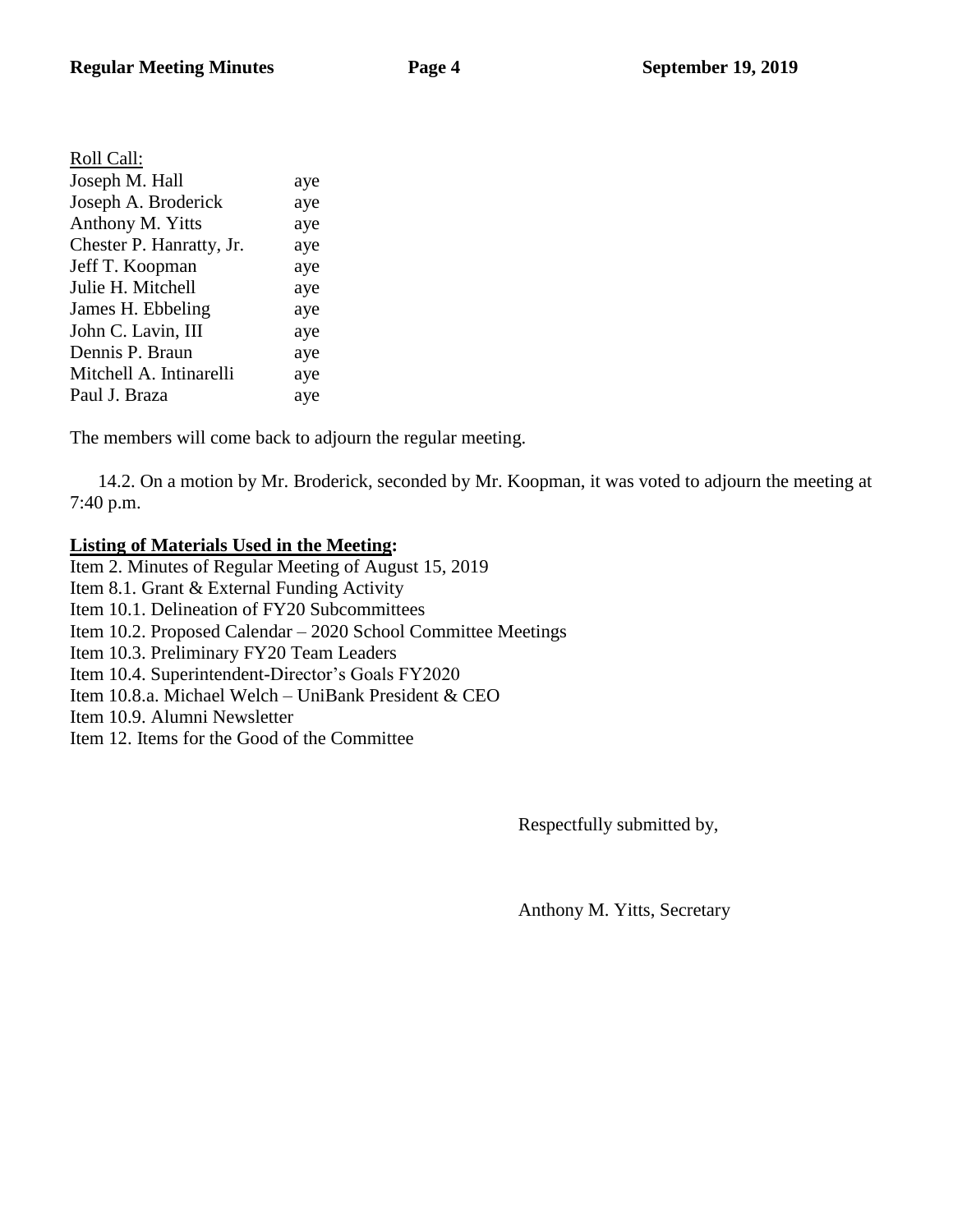Roll Call:

| | |
|---|---|
| Joseph M. Hall | aye |
| Joseph A. Broderick | aye |
| Anthony M. Yitts | aye |
| Chester P. Hanratty, Jr. | aye |
| Jeff T. Koopman | aye |
| Julie H. Mitchell | aye |
| James H. Ebbeling | aye |
| John C. Lavin, III | aye |
| Dennis P. Braun | aye |
| Mitchell A. Intinarelli | aye |
| Paul J. Braza | aye |

The members will come back to adjourn the regular meeting.

14.2. On a motion by Mr. Broderick, seconded by Mr. Koopman, it was voted to adjourn the meeting at 7:40 p.m.

**Listing of Materials Used in the Meeting:**

Item 2. Minutes of Regular Meeting of August 15, 2019
Item 8.1. Grant & External Funding Activity
Item 10.1. Delineation of FY20 Subcommittees
Item 10.2. Proposed Calendar – 2020 School Committee Meetings
Item 10.3. Preliminary FY20 Team Leaders
Item 10.4. Superintendent-Director's Goals FY2020
Item 10.8.a. Michael Welch – UniBank President & CEO
Item 10.9. Alumni Newsletter
Item 12. Items for the Good of the Committee

Respectfully submitted by,

Anthony M. Yitts, Secretary